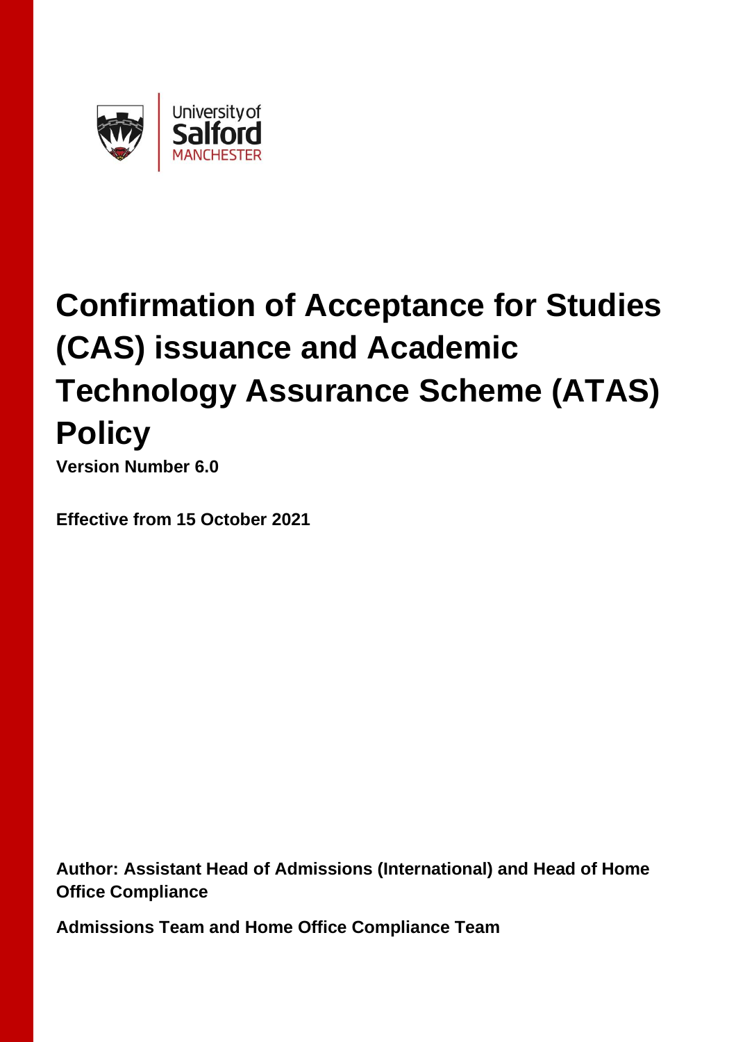# Confirmation of Acceptance for Studies (CAS) issuance and Academic Technology Assurance Scheme (ATAS) Policy

**Version Number 6.0**

**Effective from 15 October 2021**

**Author: Assistant Head of Admissions (International) and Head of Home Office Compliance**

**Admissions Team and Home Office Compliance Team**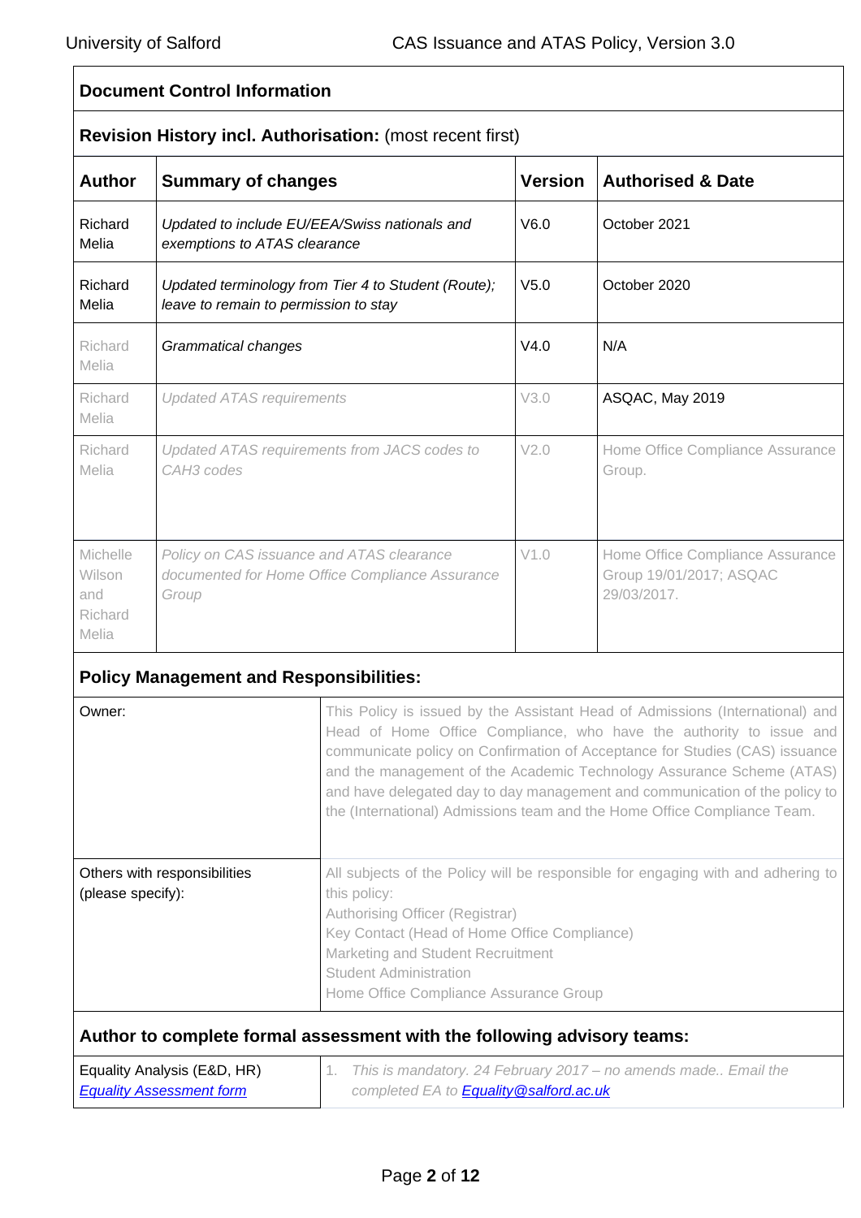## Document Control Information

**Revision History incl. Authorisation:** (most recent first)

| Author | Summary of changes | Version | Authorised & Date |
|---|---|---|---|
| Richard Melia | *Updated to include EU/EEA/Swiss nationals and exemptions to ATAS clearance* | V6.0 | October 2021 |
| Richard Melia | *Updated terminology from Tier 4 to Student (Route); leave to remain to permission to stay* | V5.0 | October 2020 |
| Richard Melia | *Grammatical changes* | V4.0 | N/A |
| Richard Melia | *Updated ATAS requirements* | V3.0 | ASQAC, May 2019 |
| Richard Melia | *Updated ATAS requirements from JACS codes to CAH3 codes* | V2.0 | Home Office Compliance Assurance Group. |
| Michelle Wilson and Richard Melia | *Policy on CAS issuance and ATAS clearance documented for Home Office Compliance Assurance Group* | V1.0 | Home Office Compliance Assurance Group 19/01/2017; ASQAC 29/03/2017. |

**Policy Management and Responsibilities:**

| | |
|---|---|
| Owner: | This Policy is issued by the Assistant Head of Admissions (International) and Head of Home Office Compliance, who have the authority to issue and communicate policy on Confirmation of Acceptance for Studies (CAS) issuance and the management of the Academic Technology Assurance Scheme (ATAS) and have delegated day to day management and communication of the policy to the (International) Admissions team and the Home Office Compliance Team. |
| Others with responsibilities (please specify): | All subjects of the Policy will be responsible for engaging with and adhering to this policy:<br>Authorising Officer (Registrar)<br>Key Contact (Head of Home Office Compliance)<br>Marketing and Student Recruitment<br>Student Administration<br>Home Office Compliance Assurance Group |

**Author to complete formal assessment with the following advisory teams:**

| | |
|---|---|
| Equality Analysis (E&D, HR)<br>*Equality Assessment form* | 1. *This is mandatory. 24 February 2017 – no amends made.. Email the completed EA to **Equality@salford.ac.uk*** |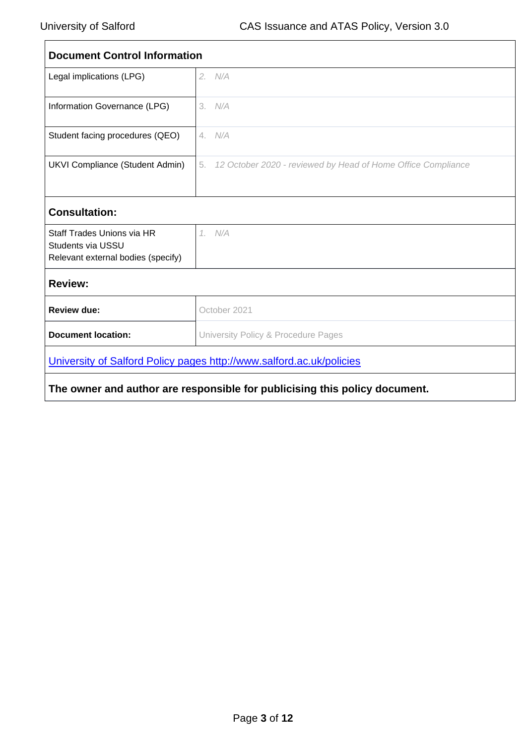| **Document Control Information** | |
|---|---|
| Legal implications (LPG) | 2. *N/A* |
| Information Governance (LPG) | 3. *N/A* |
| Student facing procedures (QEO) | 4. *N/A* |
| UKVI Compliance (Student Admin) | 5. *12 October 2020 - reviewed by Head of Home Office Compliance* |
| **Consultation:** | |
| Staff Trades Unions via HR<br>Students via USSU<br>Relevant external bodies (specify) | 1. *N/A* |
| **Review:** | |
| **Review due:** | October 2021 |
| **Document location:** | University Policy & Procedure Pages |
| [University of Salford Policy pages http://www.salford.ac.uk/policies](http://www.salford.ac.uk/policies) | |
| **The owner and author are responsible for publicising this policy document.** | |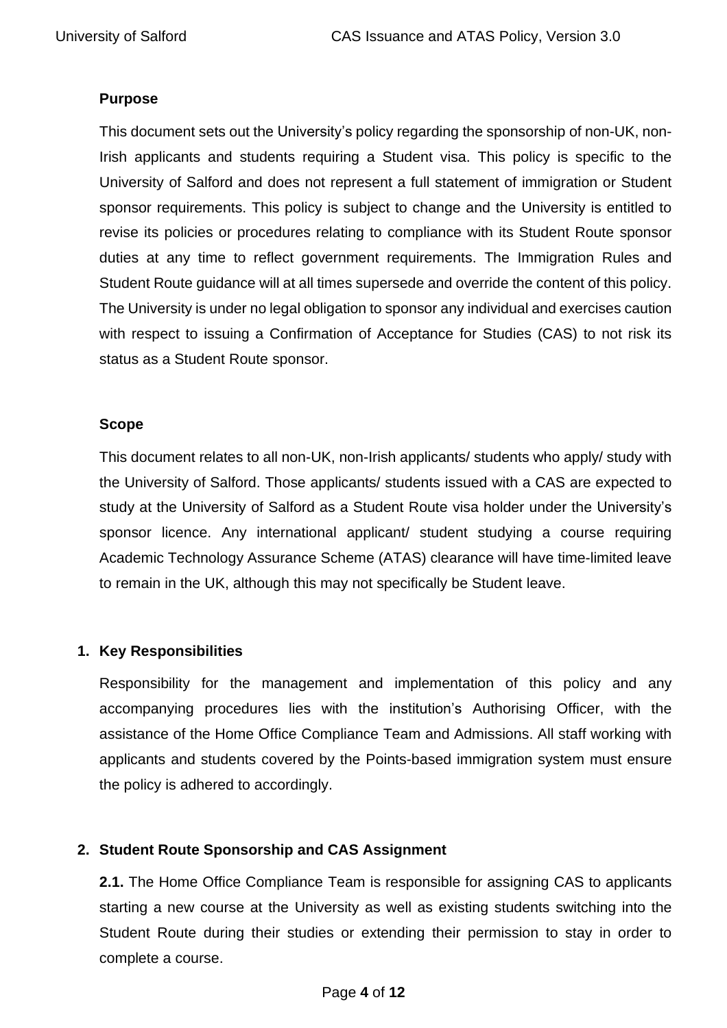**Purpose**

This document sets out the University's policy regarding the sponsorship of non-UK, non-Irish applicants and students requiring a Student visa. This policy is specific to the University of Salford and does not represent a full statement of immigration or Student sponsor requirements. This policy is subject to change and the University is entitled to revise its policies or procedures relating to compliance with its Student Route sponsor duties at any time to reflect government requirements. The Immigration Rules and Student Route guidance will at all times supersede and override the content of this policy. The University is under no legal obligation to sponsor any individual and exercises caution with respect to issuing a Confirmation of Acceptance for Studies (CAS) to not risk its status as a Student Route sponsor.

**Scope**

This document relates to all non-UK, non-Irish applicants/ students who apply/ study with the University of Salford. Those applicants/ students issued with a CAS are expected to study at the University of Salford as a Student Route visa holder under the University's sponsor licence. Any international applicant/ student studying a course requiring Academic Technology Assurance Scheme (ATAS) clearance will have time-limited leave to remain in the UK, although this may not specifically be Student leave.

1. **Key Responsibilities**

Responsibility for the management and implementation of this policy and any accompanying procedures lies with the institution's Authorising Officer, with the assistance of the Home Office Compliance Team and Admissions. All staff working with applicants and students covered by the Points-based immigration system must ensure the policy is adhered to accordingly.

2. **Student Route Sponsorship and CAS Assignment**

**2.1.** The Home Office Compliance Team is responsible for assigning CAS to applicants starting a new course at the University as well as existing students switching into the Student Route during their studies or extending their permission to stay in order to complete a course.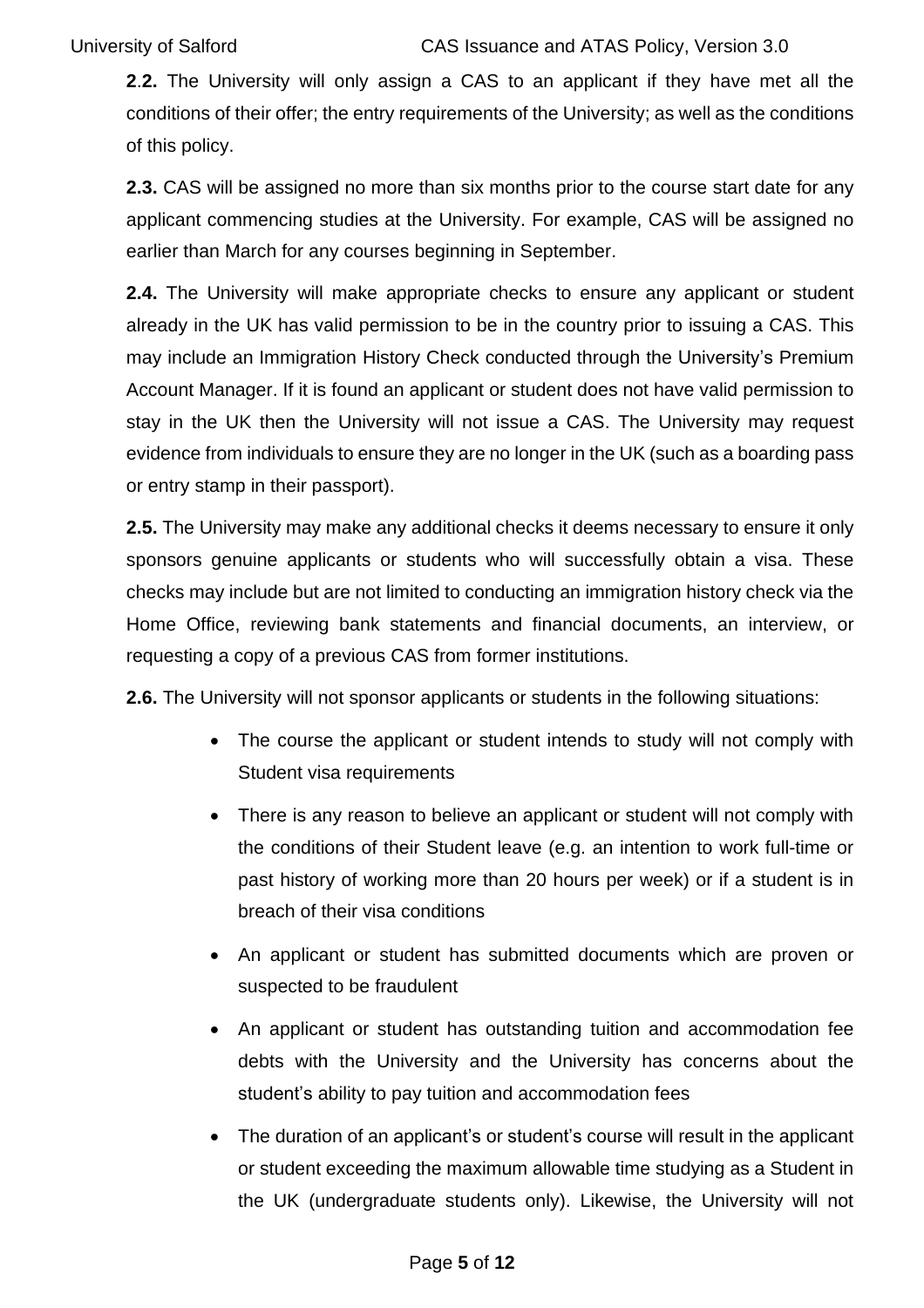**2.2.** The University will only assign a CAS to an applicant if they have met all the conditions of their offer; the entry requirements of the University; as well as the conditions of this policy.

**2.3.** CAS will be assigned no more than six months prior to the course start date for any applicant commencing studies at the University. For example, CAS will be assigned no earlier than March for any courses beginning in September.

**2.4.** The University will make appropriate checks to ensure any applicant or student already in the UK has valid permission to be in the country prior to issuing a CAS. This may include an Immigration History Check conducted through the University's Premium Account Manager. If it is found an applicant or student does not have valid permission to stay in the UK then the University will not issue a CAS. The University may request evidence from individuals to ensure they are no longer in the UK (such as a boarding pass or entry stamp in their passport).

**2.5.** The University may make any additional checks it deems necessary to ensure it only sponsors genuine applicants or students who will successfully obtain a visa. These checks may include but are not limited to conducting an immigration history check via the Home Office, reviewing bank statements and financial documents, an interview, or requesting a copy of a previous CAS from former institutions.

**2.6.** The University will not sponsor applicants or students in the following situations:

- The course the applicant or student intends to study will not comply with Student visa requirements
- There is any reason to believe an applicant or student will not comply with the conditions of their Student leave (e.g. an intention to work full-time or past history of working more than 20 hours per week) or if a student is in breach of their visa conditions
- An applicant or student has submitted documents which are proven or suspected to be fraudulent
- An applicant or student has outstanding tuition and accommodation fee debts with the University and the University has concerns about the student's ability to pay tuition and accommodation fees
- The duration of an applicant's or student's course will result in the applicant or student exceeding the maximum allowable time studying as a Student in the UK (undergraduate students only). Likewise, the University will not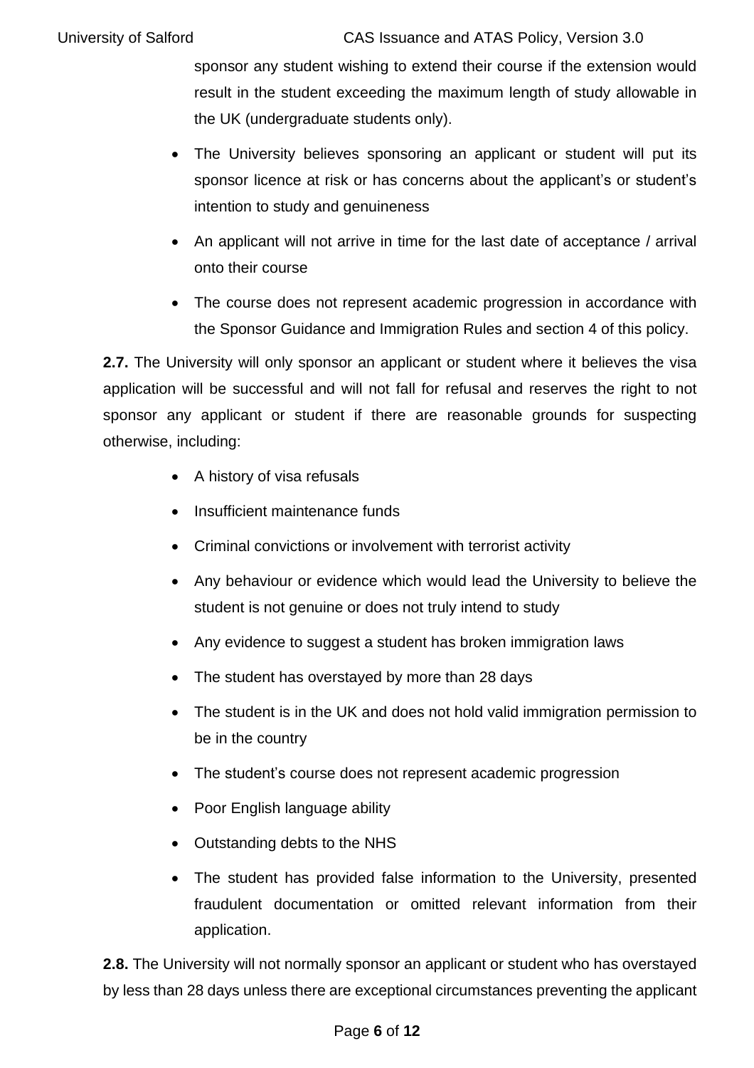sponsor any student wishing to extend their course if the extension would result in the student exceeding the maximum length of study allowable in the UK (undergraduate students only).

- The University believes sponsoring an applicant or student will put its sponsor licence at risk or has concerns about the applicant's or student's intention to study and genuineness
- An applicant will not arrive in time for the last date of acceptance / arrival onto their course
- The course does not represent academic progression in accordance with the Sponsor Guidance and Immigration Rules and section 4 of this policy.

**2.7.** The University will only sponsor an applicant or student where it believes the visa application will be successful and will not fall for refusal and reserves the right to not sponsor any applicant or student if there are reasonable grounds for suspecting otherwise, including:

- A history of visa refusals
- Insufficient maintenance funds
- Criminal convictions or involvement with terrorist activity
- Any behaviour or evidence which would lead the University to believe the student is not genuine or does not truly intend to study
- Any evidence to suggest a student has broken immigration laws
- The student has overstayed by more than 28 days
- The student is in the UK and does not hold valid immigration permission to be in the country
- The student's course does not represent academic progression
- Poor English language ability
- Outstanding debts to the NHS
- The student has provided false information to the University, presented fraudulent documentation or omitted relevant information from their application.

**2.8.** The University will not normally sponsor an applicant or student who has overstayed by less than 28 days unless there are exceptional circumstances preventing the applicant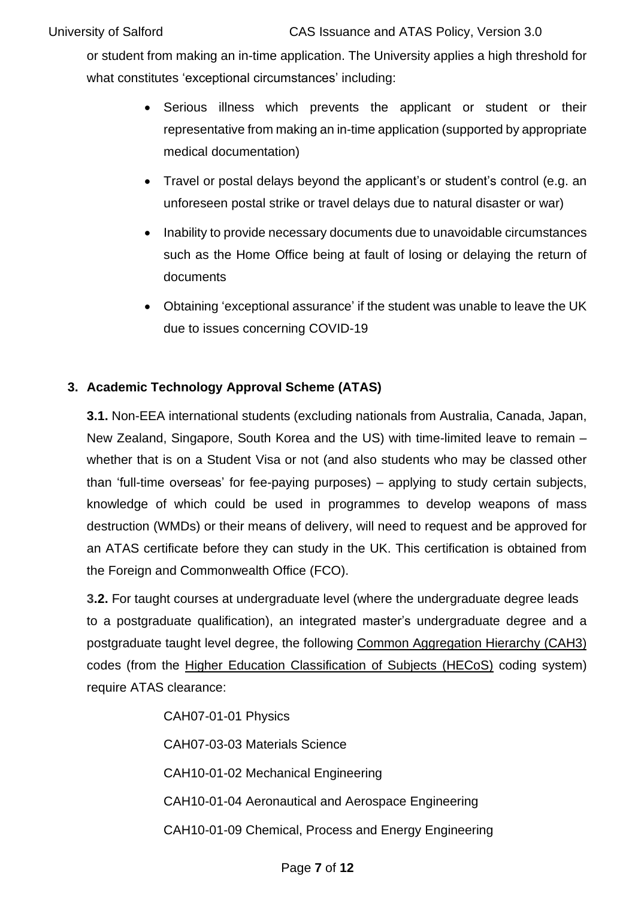or student from making an in-time application. The University applies a high threshold for what constitutes 'exceptional circumstances' including:

- Serious illness which prevents the applicant or student or their representative from making an in-time application (supported by appropriate medical documentation)
- Travel or postal delays beyond the applicant's or student's control (e.g. an unforeseen postal strike or travel delays due to natural disaster or war)
- Inability to provide necessary documents due to unavoidable circumstances such as the Home Office being at fault of losing or delaying the return of documents
- Obtaining 'exceptional assurance' if the student was unable to leave the UK due to issues concerning COVID-19

## 3. Academic Technology Approval Scheme (ATAS)

**3.1.** Non-EEA international students (excluding nationals from Australia, Canada, Japan, New Zealand, Singapore, South Korea and the US) with time-limited leave to remain – whether that is on a Student Visa or not (and also students who may be classed other than 'full-time overseas' for fee-paying purposes) – applying to study certain subjects, knowledge of which could be used in programmes to develop weapons of mass destruction (WMDs) or their means of delivery, will need to request and be approved for an ATAS certificate before they can study in the UK. This certification is obtained from the Foreign and Commonwealth Office (FCO).

**3.2.** For taught courses at undergraduate level (where the undergraduate degree leads to a postgraduate qualification), an integrated master's undergraduate degree and a postgraduate taught level degree, the following Common Aggregation Hierarchy (CAH3) codes (from the Higher Education Classification of Subjects (HECoS) coding system) require ATAS clearance:

CAH07-01-01 Physics

CAH07-03-03 Materials Science

CAH10-01-02 Mechanical Engineering

CAH10-01-04 Aeronautical and Aerospace Engineering

CAH10-01-09 Chemical, Process and Energy Engineering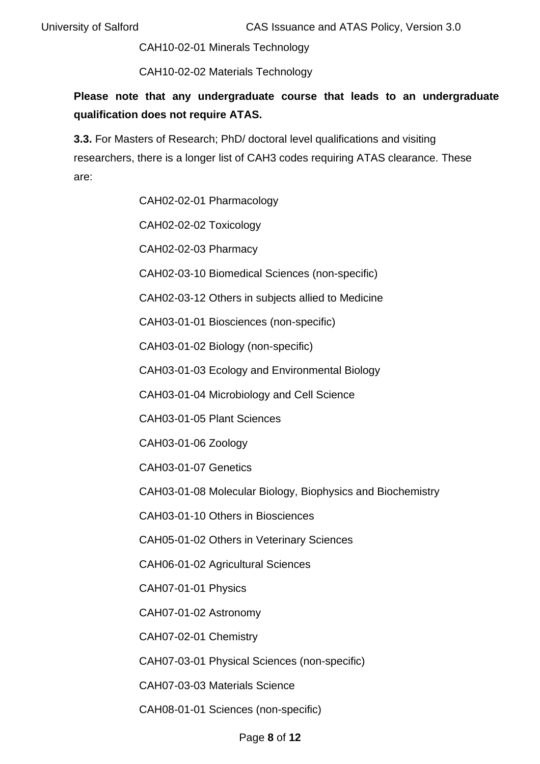CAH10-02-01 Minerals Technology

CAH10-02-02 Materials Technology

**Please note that any undergraduate course that leads to an undergraduate qualification does not require ATAS.**

**3.3.** For Masters of Research; PhD/ doctoral level qualifications and visiting researchers, there is a longer list of CAH3 codes requiring ATAS clearance. These are:

CAH02-02-01 Pharmacology

CAH02-02-02 Toxicology

CAH02-02-03 Pharmacy

CAH02-03-10 Biomedical Sciences (non-specific)

CAH02-03-12 Others in subjects allied to Medicine

CAH03-01-01 Biosciences (non-specific)

CAH03-01-02 Biology (non-specific)

CAH03-01-03 Ecology and Environmental Biology

CAH03-01-04 Microbiology and Cell Science

CAH03-01-05 Plant Sciences

CAH03-01-06 Zoology

CAH03-01-07 Genetics

CAH03-01-08 Molecular Biology, Biophysics and Biochemistry

CAH03-01-10 Others in Biosciences

CAH05-01-02 Others in Veterinary Sciences

CAH06-01-02 Agricultural Sciences

CAH07-01-01 Physics

CAH07-01-02 Astronomy

CAH07-02-01 Chemistry

CAH07-03-01 Physical Sciences (non-specific)

CAH07-03-03 Materials Science

CAH08-01-01 Sciences (non-specific)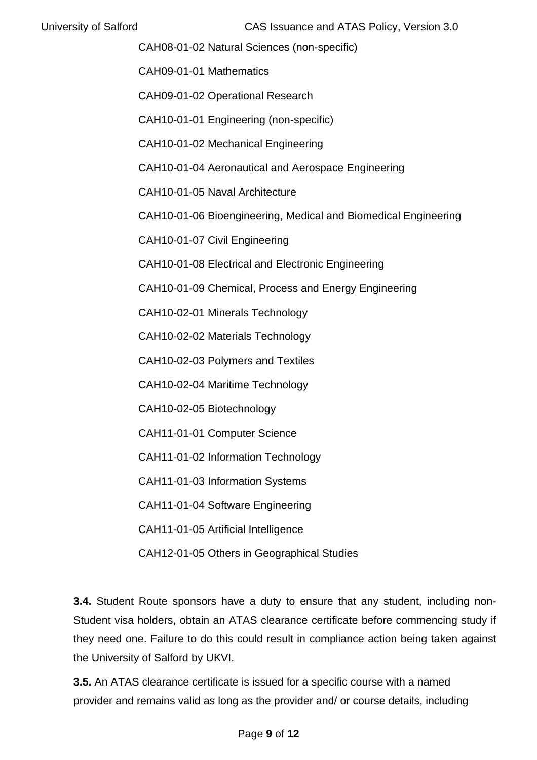CAH08-01-02 Natural Sciences (non-specific)

CAH09-01-01 Mathematics

CAH09-01-02 Operational Research

CAH10-01-01 Engineering (non-specific)

CAH10-01-02 Mechanical Engineering

CAH10-01-04 Aeronautical and Aerospace Engineering

CAH10-01-05 Naval Architecture

CAH10-01-06 Bioengineering, Medical and Biomedical Engineering

CAH10-01-07 Civil Engineering

CAH10-01-08 Electrical and Electronic Engineering

CAH10-01-09 Chemical, Process and Energy Engineering

CAH10-02-01 Minerals Technology

CAH10-02-02 Materials Technology

CAH10-02-03 Polymers and Textiles

CAH10-02-04 Maritime Technology

CAH10-02-05 Biotechnology

CAH11-01-01 Computer Science

CAH11-01-02 Information Technology

CAH11-01-03 Information Systems

CAH11-01-04 Software Engineering

CAH11-01-05 Artificial Intelligence

CAH12-01-05 Others in Geographical Studies

**3.4.** Student Route sponsors have a duty to ensure that any student, including non-Student visa holders, obtain an ATAS clearance certificate before commencing study if they need one. Failure to do this could result in compliance action being taken against the University of Salford by UKVI.

**3.5.** An ATAS clearance certificate is issued for a specific course with a named provider and remains valid as long as the provider and/ or course details, including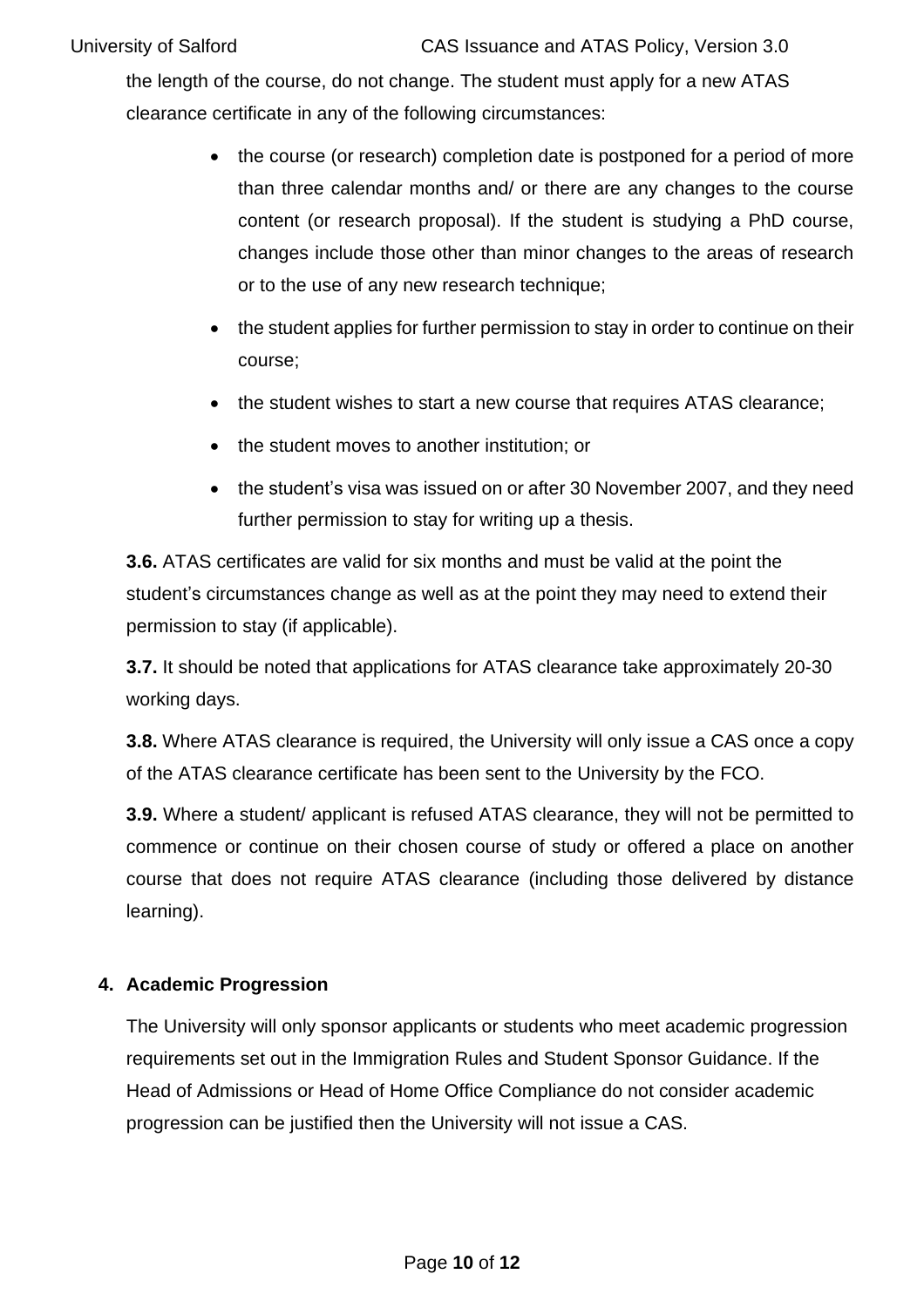the length of the course, do not change. The student must apply for a new ATAS clearance certificate in any of the following circumstances:

- the course (or research) completion date is postponed for a period of more than three calendar months and/ or there are any changes to the course content (or research proposal). If the student is studying a PhD course, changes include those other than minor changes to the areas of research or to the use of any new research technique;
- the student applies for further permission to stay in order to continue on their course;
- the student wishes to start a new course that requires ATAS clearance;
- the student moves to another institution; or
- the student's visa was issued on or after 30 November 2007, and they need further permission to stay for writing up a thesis.

**3.6.** ATAS certificates are valid for six months and must be valid at the point the student's circumstances change as well as at the point they may need to extend their permission to stay (if applicable).

**3.7.** It should be noted that applications for ATAS clearance take approximately 20-30 working days.

**3.8.** Where ATAS clearance is required, the University will only issue a CAS once a copy of the ATAS clearance certificate has been sent to the University by the FCO.

**3.9.** Where a student/ applicant is refused ATAS clearance, they will not be permitted to commence or continue on their chosen course of study or offered a place on another course that does not require ATAS clearance (including those delivered by distance learning).

## 4. Academic Progression

The University will only sponsor applicants or students who meet academic progression requirements set out in the Immigration Rules and Student Sponsor Guidance. If the Head of Admissions or Head of Home Office Compliance do not consider academic progression can be justified then the University will not issue a CAS.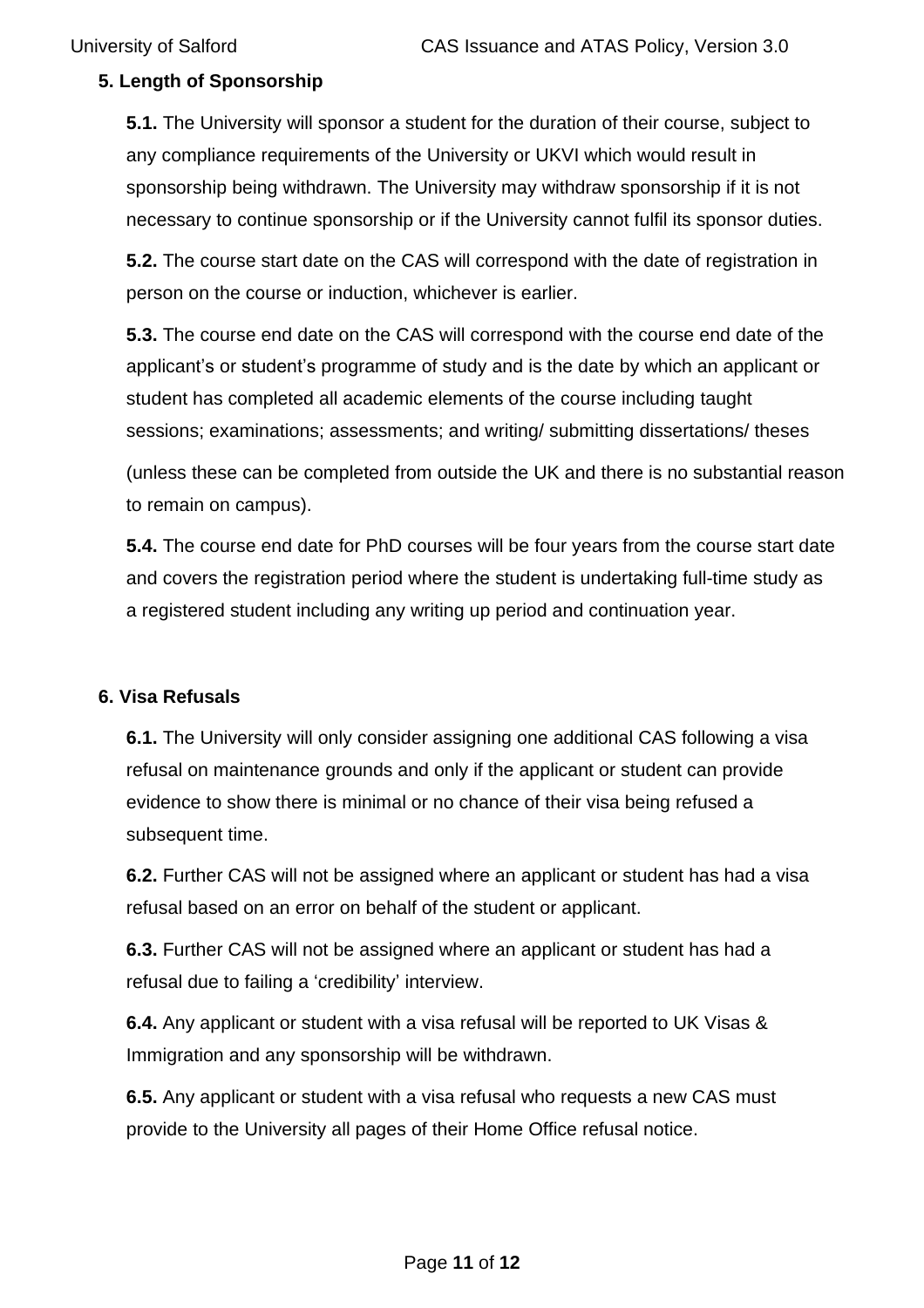## 5. Length of Sponsorship

**5.1.** The University will sponsor a student for the duration of their course, subject to any compliance requirements of the University or UKVI which would result in sponsorship being withdrawn. The University may withdraw sponsorship if it is not necessary to continue sponsorship or if the University cannot fulfil its sponsor duties.

**5.2.** The course start date on the CAS will correspond with the date of registration in person on the course or induction, whichever is earlier.

**5.3.** The course end date on the CAS will correspond with the course end date of the applicant's or student's programme of study and is the date by which an applicant or student has completed all academic elements of the course including taught sessions; examinations; assessments; and writing/ submitting dissertations/ theses (unless these can be completed from outside the UK and there is no substantial reason to remain on campus).

**5.4.** The course end date for PhD courses will be four years from the course start date and covers the registration period where the student is undertaking full-time study as a registered student including any writing up period and continuation year.

## 6. Visa Refusals

**6.1.** The University will only consider assigning one additional CAS following a visa refusal on maintenance grounds and only if the applicant or student can provide evidence to show there is minimal or no chance of their visa being refused a subsequent time.

**6.2.** Further CAS will not be assigned where an applicant or student has had a visa refusal based on an error on behalf of the student or applicant.

**6.3.** Further CAS will not be assigned where an applicant or student has had a refusal due to failing a 'credibility' interview.

**6.4.** Any applicant or student with a visa refusal will be reported to UK Visas & Immigration and any sponsorship will be withdrawn.

**6.5.** Any applicant or student with a visa refusal who requests a new CAS must provide to the University all pages of their Home Office refusal notice.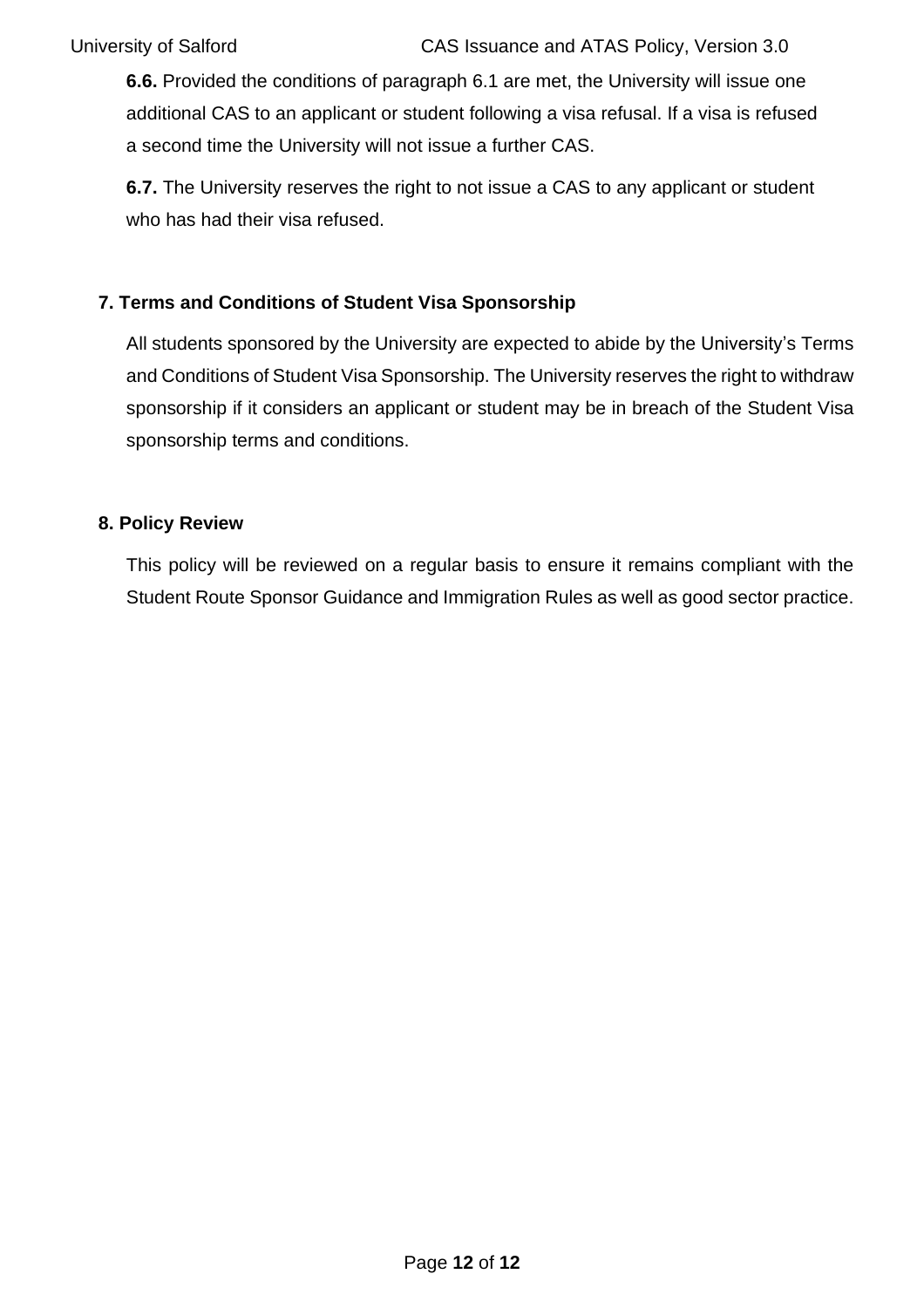**6.6.** Provided the conditions of paragraph 6.1 are met, the University will issue one additional CAS to an applicant or student following a visa refusal. If a visa is refused a second time the University will not issue a further CAS.

**6.7.** The University reserves the right to not issue a CAS to any applicant or student who has had their visa refused.

## 7. Terms and Conditions of Student Visa Sponsorship

All students sponsored by the University are expected to abide by the University's Terms and Conditions of Student Visa Sponsorship. The University reserves the right to withdraw sponsorship if it considers an applicant or student may be in breach of the Student Visa sponsorship terms and conditions.

## 8. Policy Review

This policy will be reviewed on a regular basis to ensure it remains compliant with the Student Route Sponsor Guidance and Immigration Rules as well as good sector practice.